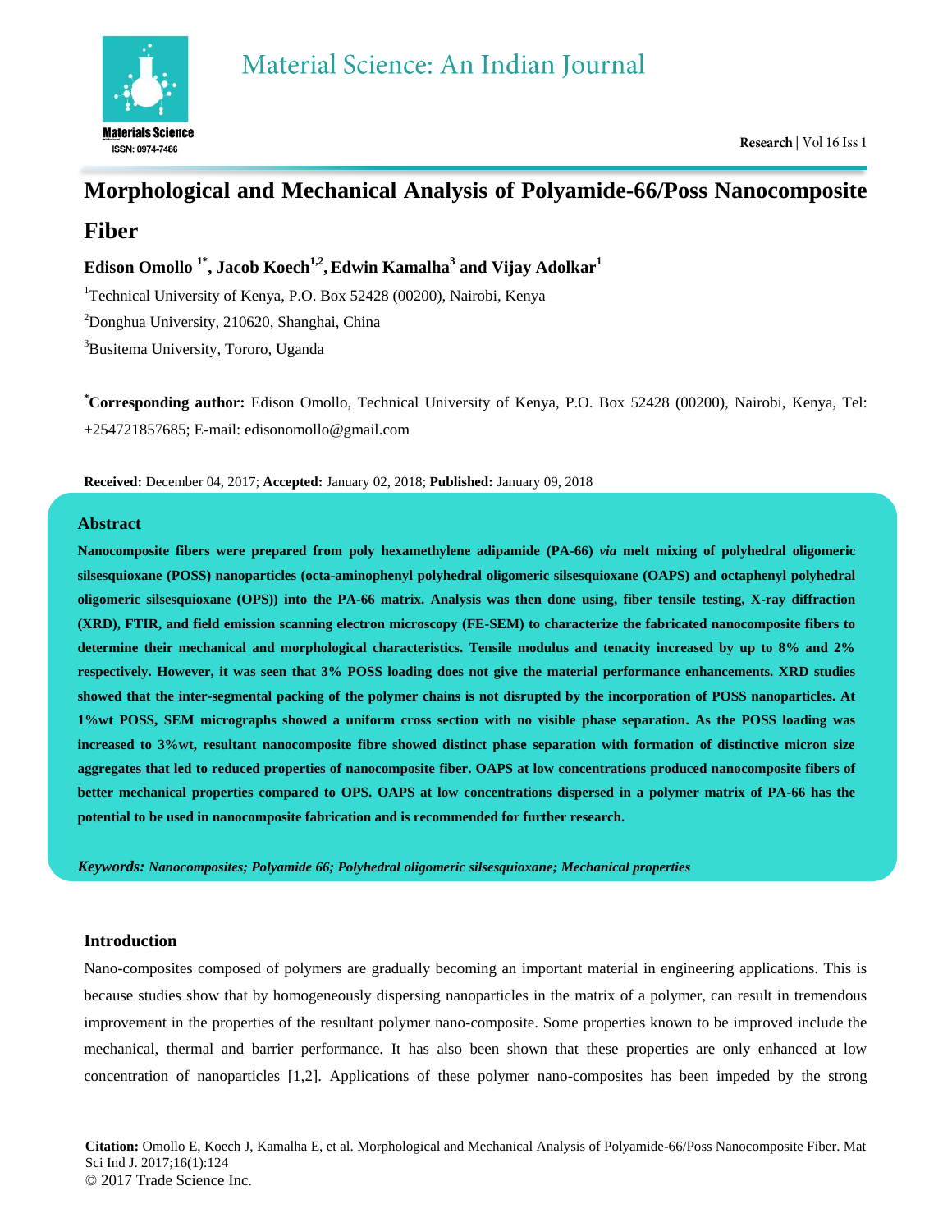# Morphological and Mechanical Analysis of Polyamide-66/Poss Nanocomposite Fiber

**Edison Omollo [1*], Jacob Koech[1,2], Edwin Kamalha[3] and Vijay Adolkar[1]**

[1]Technical University of Kenya, P.O. Box 52428 (00200), Nairobi, Kenya

[2]Donghua University, 210620, Shanghai, China

[3]Busitema University, Tororo, Uganda

**[*]Corresponding author:** Edison Omollo, Technical University of Kenya, P.O. Box 52428 (00200), Nairobi, Kenya, Tel: +254721857685; E-mail: edisonomollo@gmail.com

**Received:** December 04, 2017; **Accepted:** January 02, 2018; **Published:** January 09, 2018

## Abstract

**Nanocomposite fibers were prepared from poly hexamethylene adipamide (PA-66) *via* melt mixing of polyhedral oligomeric silsesquioxane (POSS) nanoparticles (octa-aminophenyl polyhedral oligomeric silsesquioxane (OAPS) and octaphenyl polyhedral oligomeric silsesquioxane (OPS)) into the PA-66 matrix. Analysis was then done using, fiber tensile testing, X-ray diffraction (XRD), FTIR, and field emission scanning electron microscopy (FE-SEM) to characterize the fabricated nanocomposite fibers to determine their mechanical and morphological characteristics. Tensile modulus and tenacity increased by up to 8% and 2% respectively. However, it was seen that 3% POSS loading does not give the material performance enhancements. XRD studies showed that the inter-segmental packing of the polymer chains is not disrupted by the incorporation of POSS nanoparticles. At 1%wt POSS, SEM micrographs showed a uniform cross section with no visible phase separation. As the POSS loading was increased to 3%wt, resultant nanocomposite fibre showed distinct phase separation with formation of distinctive micron size aggregates that led to reduced properties of nanocomposite fiber. OAPS at low concentrations produced nanocomposite fibers of better mechanical properties compared to OPS. OAPS at low concentrations dispersed in a polymer matrix of PA-66 has the potential to be used in nanocomposite fabrication and is recommended for further research.**

***Keywords:*** ***Nanocomposites; Polyamide 66; Polyhedral oligomeric silsesquioxane; Mechanical properties***

## Introduction

Nano-composites composed of polymers are gradually becoming an important material in engineering applications. This is because studies show that by homogeneously dispersing nanoparticles in the matrix of a polymer, can result in tremendous improvement in the properties of the resultant polymer nano-composite. Some properties known to be improved include the mechanical, thermal and barrier performance. It has also been shown that these properties are only enhanced at low concentration of nanoparticles [1,2]. Applications of these polymer nano-composites has been impeded by the strong

**Citation:** Omollo E, Koech J, Kamalha E, et al. Morphological and Mechanical Analysis of Polyamide-66/Poss Nanocomposite Fiber. Mat Sci Ind J. 2017;16(1):124

© 2017 Trade Science Inc.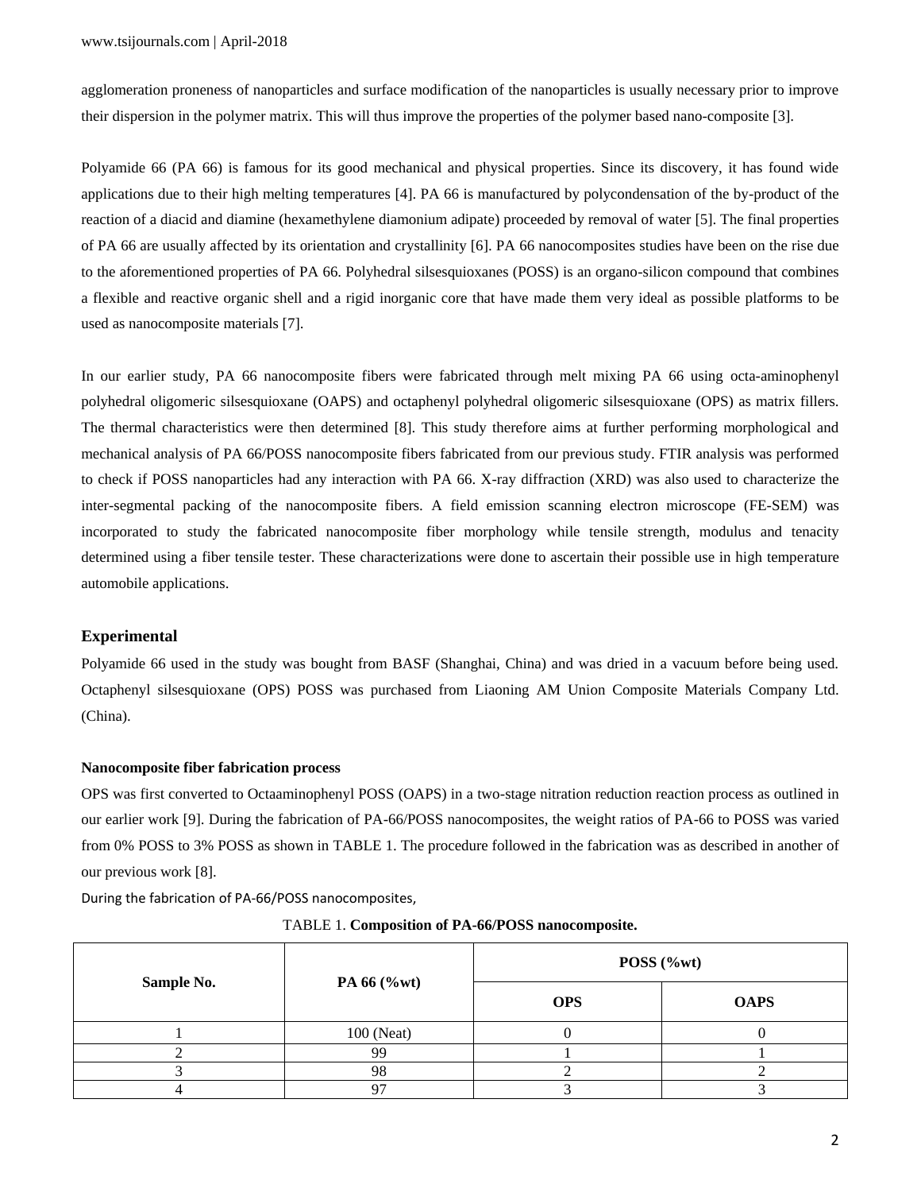agglomeration proneness of nanoparticles and surface modification of the nanoparticles is usually necessary prior to improve their dispersion in the polymer matrix. This will thus improve the properties of the polymer based nano-composite [3].

Polyamide 66 (PA 66) is famous for its good mechanical and physical properties. Since its discovery, it has found wide applications due to their high melting temperatures [4]. PA 66 is manufactured by polycondensation of the by-product of the reaction of a diacid and diamine (hexamethylene diamonium adipate) proceeded by removal of water [5]. The final properties of PA 66 are usually affected by its orientation and crystallinity [6]. PA 66 nanocomposites studies have been on the rise due to the aforementioned properties of PA 66. Polyhedral silsesquioxanes (POSS) is an organo-silicon compound that combines a flexible and reactive organic shell and a rigid inorganic core that have made them very ideal as possible platforms to be used as nanocomposite materials [7].

In our earlier study, PA 66 nanocomposite fibers were fabricated through melt mixing PA 66 using octa-aminophenyl polyhedral oligomeric silsesquioxane (OAPS) and octaphenyl polyhedral oligomeric silsesquioxane (OPS) as matrix fillers. The thermal characteristics were then determined [8]. This study therefore aims at further performing morphological and mechanical analysis of PA 66/POSS nanocomposite fibers fabricated from our previous study. FTIR analysis was performed to check if POSS nanoparticles had any interaction with PA 66. X-ray diffraction (XRD) was also used to characterize the inter-segmental packing of the nanocomposite fibers. A field emission scanning electron microscope (FE-SEM) was incorporated to study the fabricated nanocomposite fiber morphology while tensile strength, modulus and tenacity determined using a fiber tensile tester. These characterizations were done to ascertain their possible use in high temperature automobile applications.

## Experimental

Polyamide 66 used in the study was bought from BASF (Shanghai, China) and was dried in a vacuum before being used. Octaphenyl silsesquioxane (OPS) POSS was purchased from Liaoning AM Union Composite Materials Company Ltd. (China).

### Nanocomposite fiber fabrication process

OPS was first converted to Octaaminophenyl POSS (OAPS) in a two-stage nitration reduction reaction process as outlined in our earlier work [9]. During the fabrication of PA-66/POSS nanocomposites, the weight ratios of PA-66 to POSS was varied from 0% POSS to 3% POSS as shown in TABLE 1. The procedure followed in the fabrication was as described in another of our previous work [8].

During the fabrication of PA-66/POSS nanocomposites,

TABLE 1. **Composition of PA-66/POSS nanocomposite.**

| Sample No. | PA 66 (%wt) | POSS (%wt) | |
|---|---|---|---|
| | | OPS | OAPS |
| 1 | 100 (Neat) | 0 | 0 |
| 2 | 99 | 1 | 1 |
| 3 | 98 | 2 | 2 |
| 4 | 97 | 3 | 3 |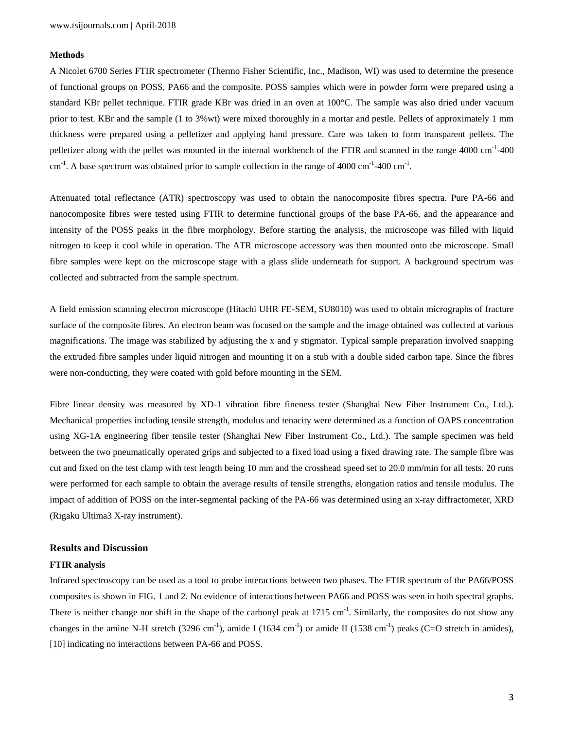### Methods

A Nicolet 6700 Series FTIR spectrometer (Thermo Fisher Scientific, Inc., Madison, WI) was used to determine the presence of functional groups on POSS, PA66 and the composite. POSS samples which were in powder form were prepared using a standard KBr pellet technique. FTIR grade KBr was dried in an oven at 100°C. The sample was also dried under vacuum prior to test. KBr and the sample (1 to 3%wt) were mixed thoroughly in a mortar and pestle. Pellets of approximately 1 mm thickness were prepared using a pelletizer and applying hand pressure. Care was taken to form transparent pellets. The pelletizer along with the pellet was mounted in the internal workbench of the FTIR and scanned in the range 4000 $cm^{-1}$-400 $cm^{-1}$. A base spectrum was obtained prior to sample collection in the range of 4000 $cm^{-1}$-400 $cm^{-1}$.

Attenuated total reflectance (ATR) spectroscopy was used to obtain the nanocomposite fibres spectra. Pure PA-66 and nanocomposite fibres were tested using FTIR to determine functional groups of the base PA-66, and the appearance and intensity of the POSS peaks in the fibre morphology. Before starting the analysis, the microscope was filled with liquid nitrogen to keep it cool while in operation. The ATR microscope accessory was then mounted onto the microscope. Small fibre samples were kept on the microscope stage with a glass slide underneath for support. A background spectrum was collected and subtracted from the sample spectrum.

A field emission scanning electron microscope (Hitachi UHR FE-SEM, SU8010) was used to obtain micrographs of fracture surface of the composite fibres. An electron beam was focused on the sample and the image obtained was collected at various magnifications. The image was stabilized by adjusting the x and y stigmator. Typical sample preparation involved snapping the extruded fibre samples under liquid nitrogen and mounting it on a stub with a double sided carbon tape. Since the fibres were non-conducting, they were coated with gold before mounting in the SEM.

Fibre linear density was measured by XD-1 vibration fibre fineness tester (Shanghai New Fiber Instrument Co., Ltd.). Mechanical properties including tensile strength, modulus and tenacity were determined as a function of OAPS concentration using XG-1A engineering fiber tensile tester (Shanghai New Fiber Instrument Co., Ltd.). The sample specimen was held between the two pneumatically operated grips and subjected to a fixed load using a fixed drawing rate. The sample fibre was cut and fixed on the test clamp with test length being 10 mm and the crosshead speed set to 20.0 mm/min for all tests. 20 runs were performed for each sample to obtain the average results of tensile strengths, elongation ratios and tensile modulus. The impact of addition of POSS on the inter-segmental packing of the PA-66 was determined using an x-ray diffractometer, XRD (Rigaku Ultima3 X-ray instrument).

## Results and Discussion

### FTIR analysis

Infrared spectroscopy can be used as a tool to probe interactions between two phases. The FTIR spectrum of the PA66/POSS composites is shown in FIG. 1 and 2. No evidence of interactions between PA66 and POSS was seen in both spectral graphs. There is neither change nor shift in the shape of the carbonyl peak at 1715 $cm^{-1}$. Similarly, the composites do not show any changes in the amine N-H stretch (3296 $cm^{-1}$), amide I (1634 $cm^{-1}$) or amide II (1538 $cm^{-1}$) peaks (C=O stretch in amides), [10] indicating no interactions between PA-66 and POSS.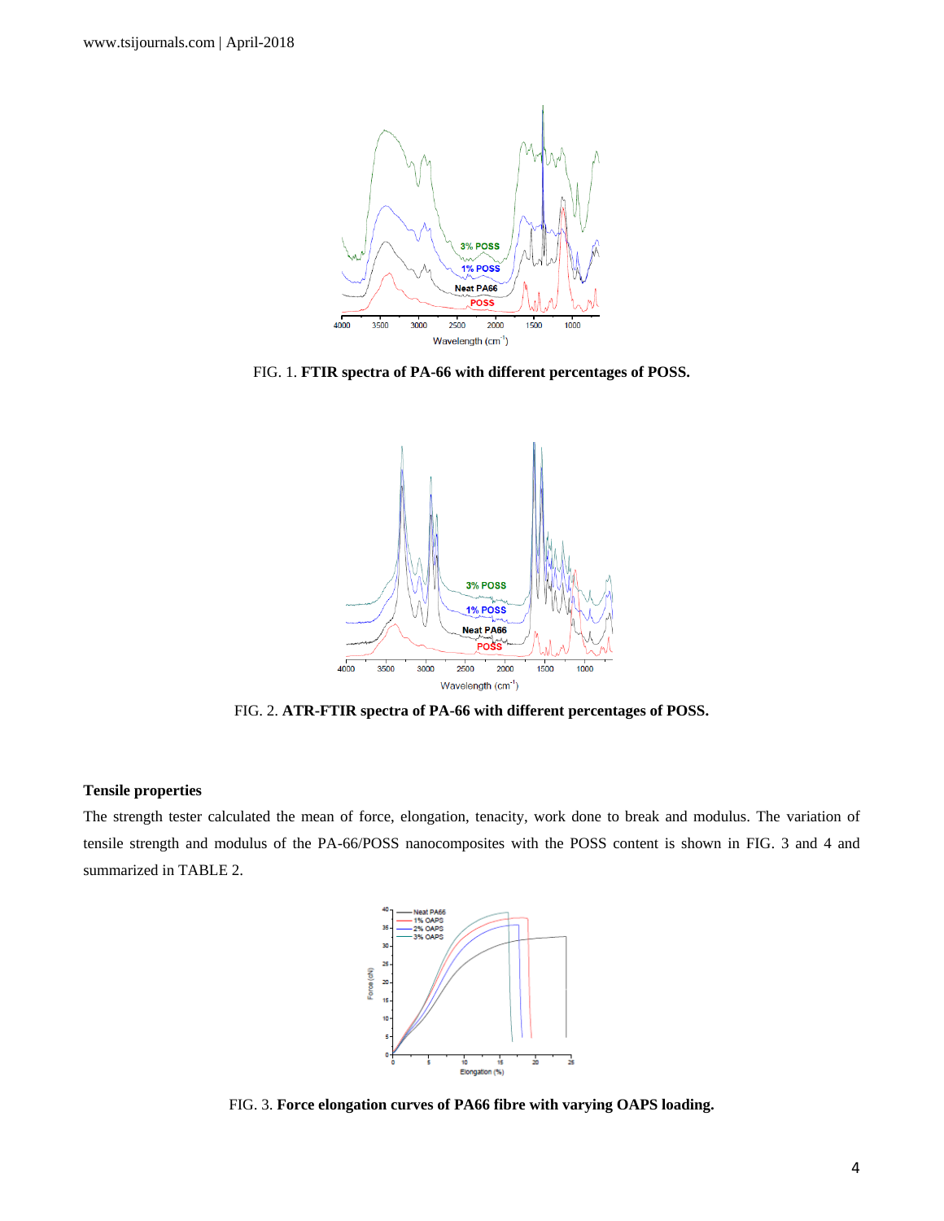FIG. 1. **FTIR spectra of PA-66 with different percentages of POSS.**

FIG. 2. **ATR-FTIR spectra of PA-66 with different percentages of POSS.**

**Tensile properties**

The strength tester calculated the mean of force, elongation, tenacity, work done to break and modulus. The variation of tensile strength and modulus of the PA-66/POSS nanocomposites with the POSS content is shown in FIG. 3 and 4 and summarized in TABLE 2.

FIG. 3. **Force elongation curves of PA66 fibre with varying OAPS loading.**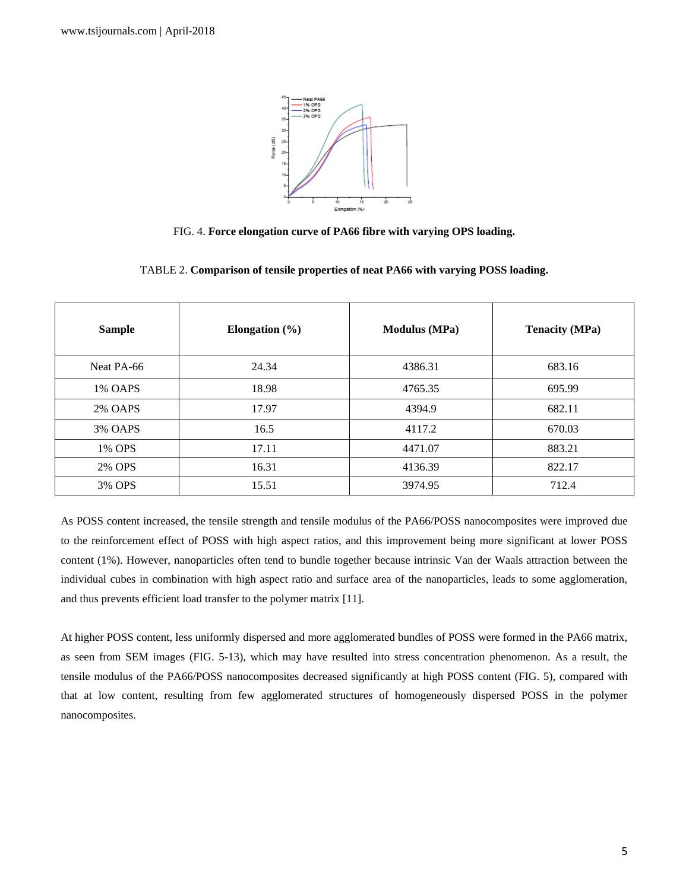FIG. 4. **Force elongation curve of PA66 fibre with varying OPS loading.**

TABLE 2. **Comparison of tensile properties of neat PA66 with varying POSS loading.**

| Sample | Elongation (%) | Modulus (MPa) | Tenacity (MPa) |
|---|---|---|---|
| Neat PA-66 | 24.34 | 4386.31 | 683.16 |
| 1% OAPS | 18.98 | 4765.35 | 695.99 |
| 2% OAPS | 17.97 | 4394.9 | 682.11 |
| 3% OAPS | 16.5 | 4117.2 | 670.03 |
| 1% OPS | 17.11 | 4471.07 | 883.21 |
| 2% OPS | 16.31 | 4136.39 | 822.17 |
| 3% OPS | 15.51 | 3974.95 | 712.4 |

As POSS content increased, the tensile strength and tensile modulus of the PA66/POSS nanocomposites were improved due to the reinforcement effect of POSS with high aspect ratios, and this improvement being more significant at lower POSS content (1%). However, nanoparticles often tend to bundle together because intrinsic Van der Waals attraction between the individual cubes in combination with high aspect ratio and surface area of the nanoparticles, leads to some agglomeration, and thus prevents efficient load transfer to the polymer matrix [11].

At higher POSS content, less uniformly dispersed and more agglomerated bundles of POSS were formed in the PA66 matrix, as seen from SEM images (FIG. 5-13), which may have resulted into stress concentration phenomenon. As a result, the tensile modulus of the PA66/POSS nanocomposites decreased significantly at high POSS content (FIG. 5), compared with that at low content, resulting from few agglomerated structures of homogeneously dispersed POSS in the polymer nanocomposites.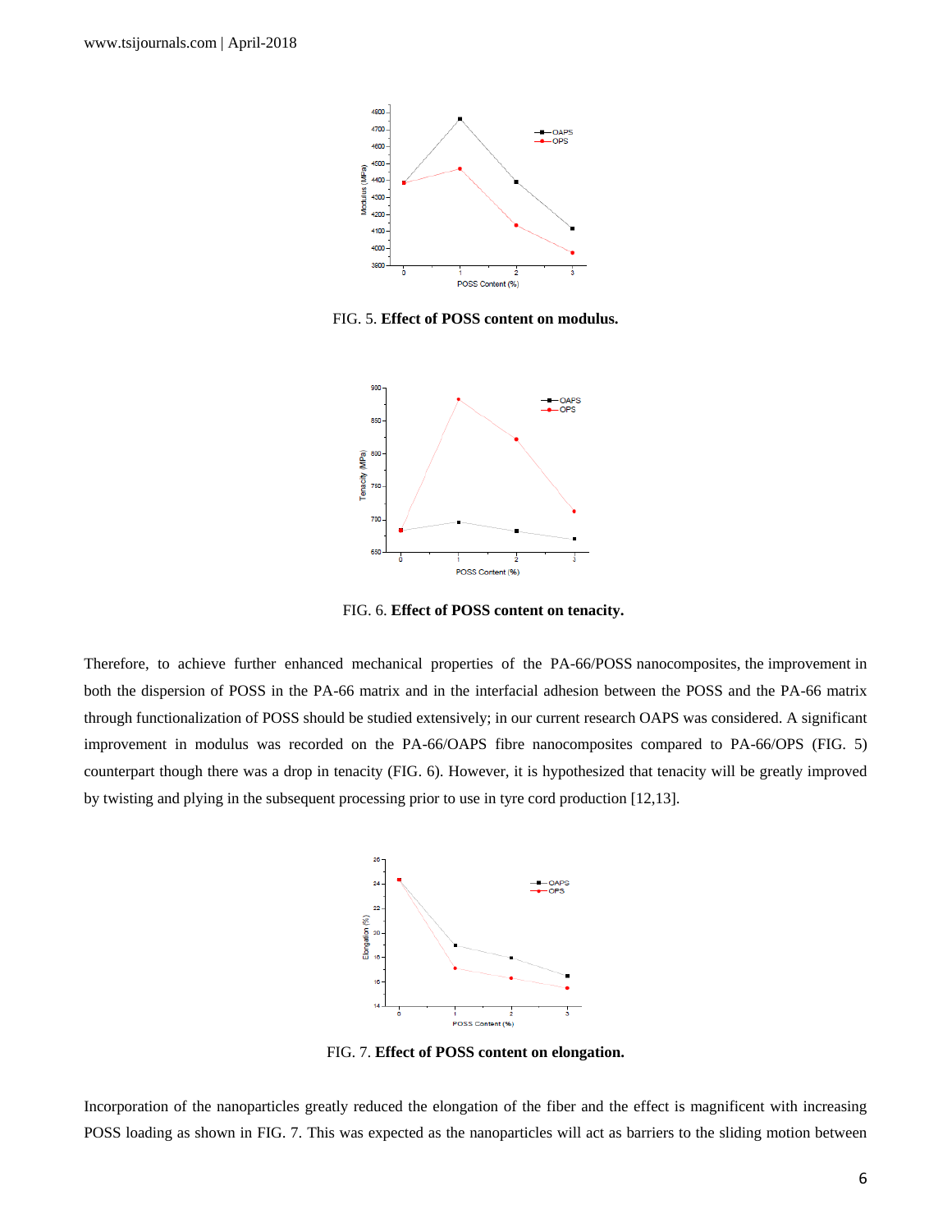FIG. 5. **Effect of POSS content on modulus.**

FIG. 6. **Effect of POSS content on tenacity.**

Therefore, to achieve further enhanced mechanical properties of the PA-66/POSS nanocomposites, the improvement in both the dispersion of POSS in the PA-66 matrix and in the interfacial adhesion between the POSS and the PA-66 matrix through functionalization of POSS should be studied extensively; in our current research OAPS was considered. A significant improvement in modulus was recorded on the PA-66/OAPS fibre nanocomposites compared to PA-66/OPS (FIG. 5) counterpart though there was a drop in tenacity (FIG. 6). However, it is hypothesized that tenacity will be greatly improved by twisting and plying in the subsequent processing prior to use in tyre cord production [12,13].

FIG. 7. **Effect of POSS content on elongation.**

Incorporation of the nanoparticles greatly reduced the elongation of the fiber and the effect is magnificent with increasing POSS loading as shown in FIG. 7. This was expected as the nanoparticles will act as barriers to the sliding motion between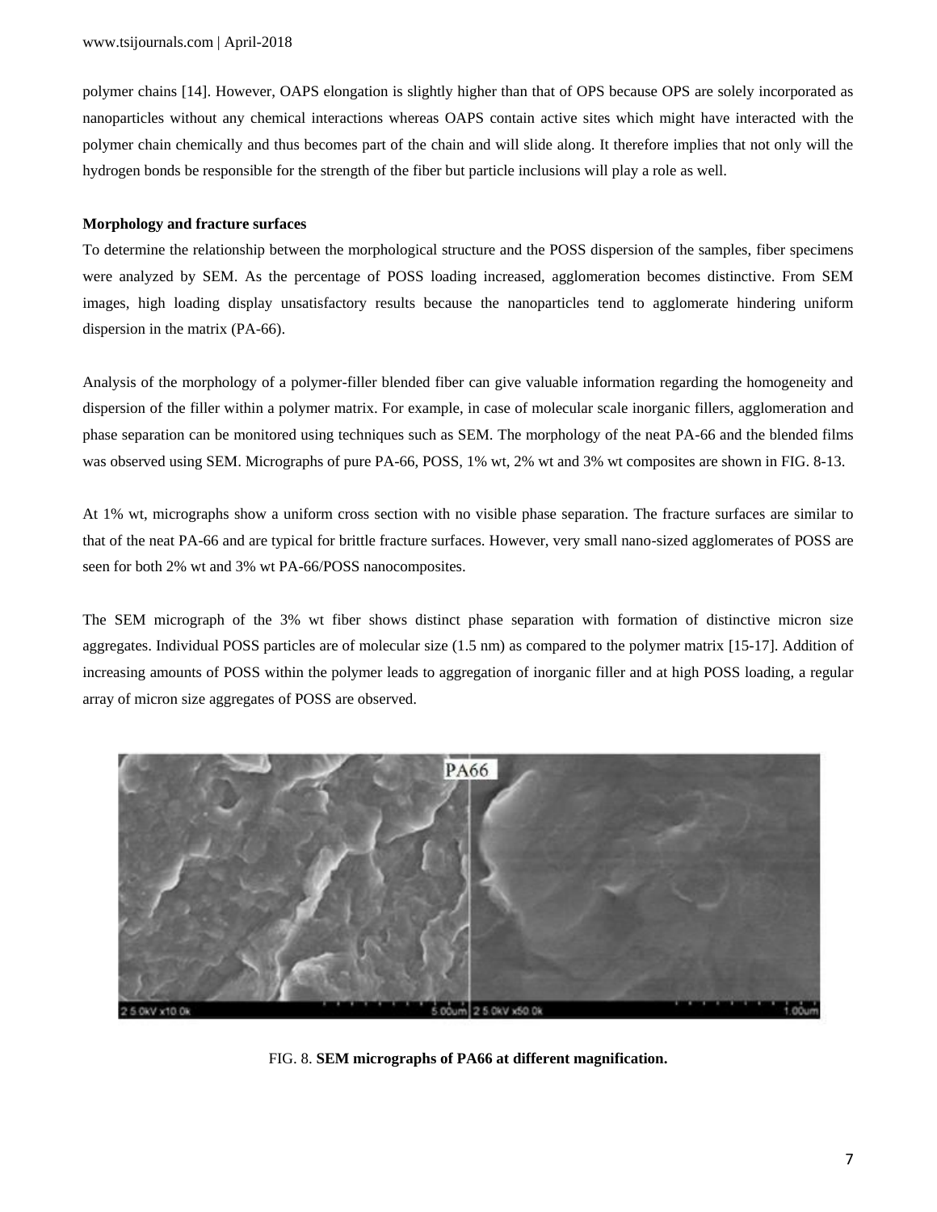polymer chains [14]. However, OAPS elongation is slightly higher than that of OPS because OPS are solely incorporated as nanoparticles without any chemical interactions whereas OAPS contain active sites which might have interacted with the polymer chain chemically and thus becomes part of the chain and will slide along. It therefore implies that not only will the hydrogen bonds be responsible for the strength of the fiber but particle inclusions will play a role as well.

**Morphology and fracture surfaces**

To determine the relationship between the morphological structure and the POSS dispersion of the samples, fiber specimens were analyzed by SEM. As the percentage of POSS loading increased, agglomeration becomes distinctive. From SEM images, high loading display unsatisfactory results because the nanoparticles tend to agglomerate hindering uniform dispersion in the matrix (PA-66).

Analysis of the morphology of a polymer-filler blended fiber can give valuable information regarding the homogeneity and dispersion of the filler within a polymer matrix. For example, in case of molecular scale inorganic fillers, agglomeration and phase separation can be monitored using techniques such as SEM. The morphology of the neat PA-66 and the blended films was observed using SEM. Micrographs of pure PA-66, POSS, 1% wt, 2% wt and 3% wt composites are shown in FIG. 8-13.

At 1% wt, micrographs show a uniform cross section with no visible phase separation. The fracture surfaces are similar to that of the neat PA-66 and are typical for brittle fracture surfaces. However, very small nano-sized agglomerates of POSS are seen for both 2% wt and 3% wt PA-66/POSS nanocomposites.

The SEM micrograph of the 3% wt fiber shows distinct phase separation with formation of distinctive micron size aggregates. Individual POSS particles are of molecular size (1.5 nm) as compared to the polymer matrix [15-17]. Addition of increasing amounts of POSS within the polymer leads to aggregation of inorganic filler and at high POSS loading, a regular array of micron size aggregates of POSS are observed.

FIG. 8. **SEM micrographs of PA66 at different magnification.**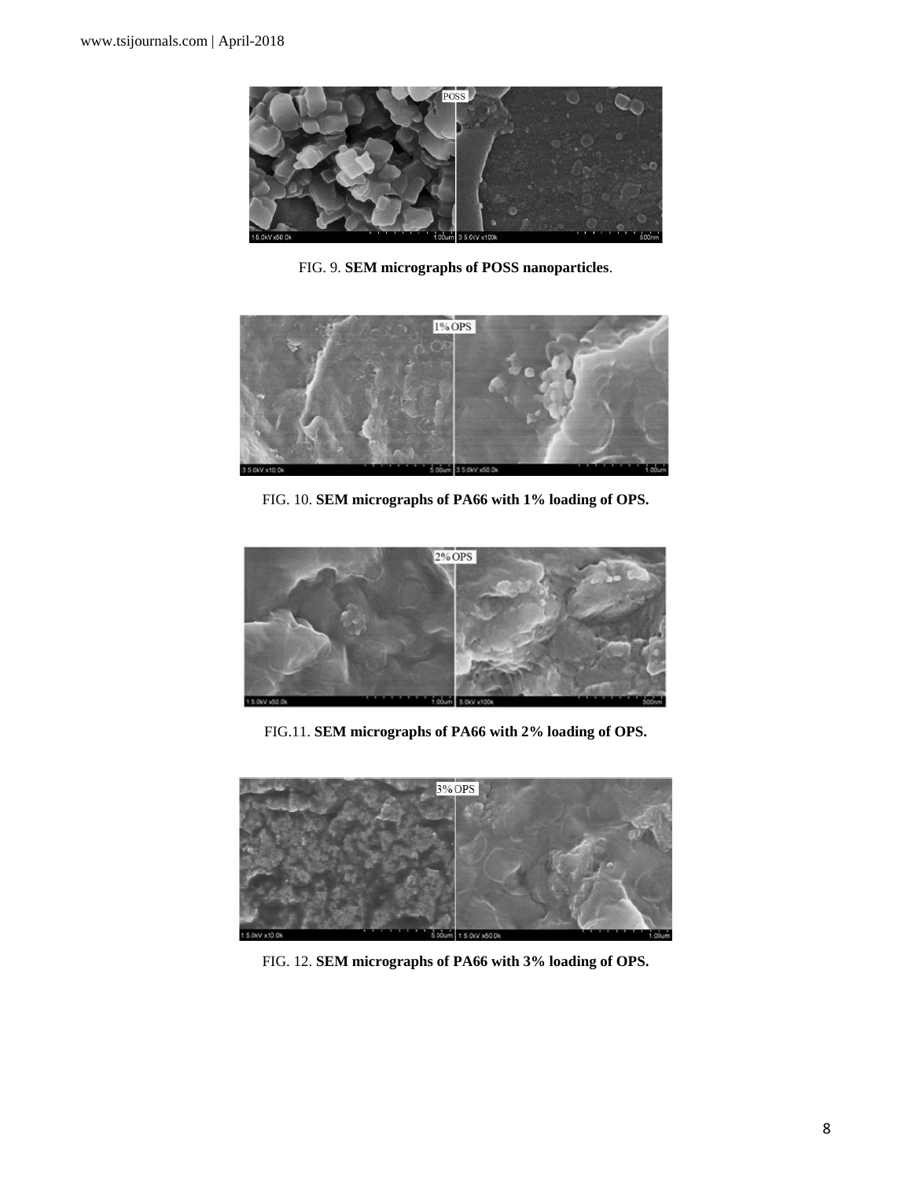FIG. 9. **SEM micrographs of POSS nanoparticles**.

FIG. 10. **SEM micrographs of PA66 with 1% loading of OPS.**

FIG.11. **SEM micrographs of PA66 with 2% loading of OPS.**

FIG. 12. **SEM micrographs of PA66 with 3% loading of OPS.**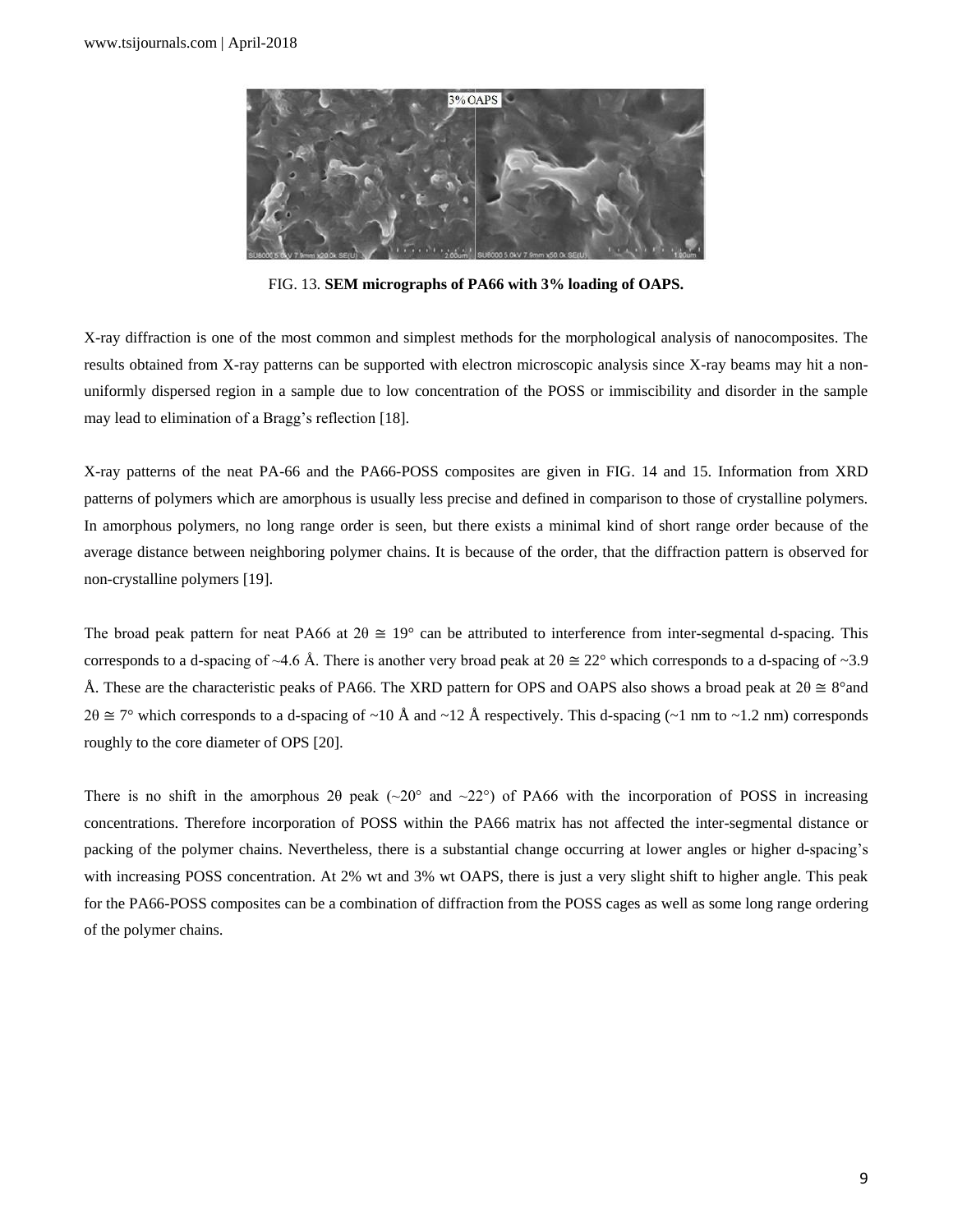FIG. 13. **SEM micrographs of PA66 with 3% loading of OAPS.**

X-ray diffraction is one of the most common and simplest methods for the morphological analysis of nanocomposites. The results obtained from X-ray patterns can be supported with electron microscopic analysis since X-ray beams may hit a non-uniformly dispersed region in a sample due to low concentration of the POSS or immiscibility and disorder in the sample may lead to elimination of a Bragg's reflection [18].

X-ray patterns of the neat PA-66 and the PA66-POSS composites are given in FIG. 14 and 15. Information from XRD patterns of polymers which are amorphous is usually less precise and defined in comparison to those of crystalline polymers. In amorphous polymers, no long range order is seen, but there exists a minimal kind of short range order because of the average distance between neighboring polymer chains. It is because of the order, that the diffraction pattern is observed for non-crystalline polymers [19].

The broad peak pattern for neat PA66 at $2\theta \cong 19°$ can be attributed to interference from inter-segmental d-spacing. This corresponds to a d-spacing of ~4.6 Å. There is another very broad peak at $2\theta \cong 22°$ which corresponds to a d-spacing of ~3.9 Å. These are the characteristic peaks of PA66. The XRD pattern for OPS and OAPS also shows a broad peak at $2\theta \cong 8°$and $2\theta \cong 7°$ which corresponds to a d-spacing of ~10 Å and ~12 Å respectively. This d-spacing (~1 nm to ~1.2 nm) corresponds roughly to the core diameter of OPS [20].

There is no shift in the amorphous $2\theta$ peak (~20° and ~22°) of PA66 with the incorporation of POSS in increasing concentrations. Therefore incorporation of POSS within the PA66 matrix has not affected the inter-segmental distance or packing of the polymer chains. Nevertheless, there is a substantial change occurring at lower angles or higher d-spacing's with increasing POSS concentration. At 2% wt and 3% wt OAPS, there is just a very slight shift to higher angle. This peak for the PA66-POSS composites can be a combination of diffraction from the POSS cages as well as some long range ordering of the polymer chains.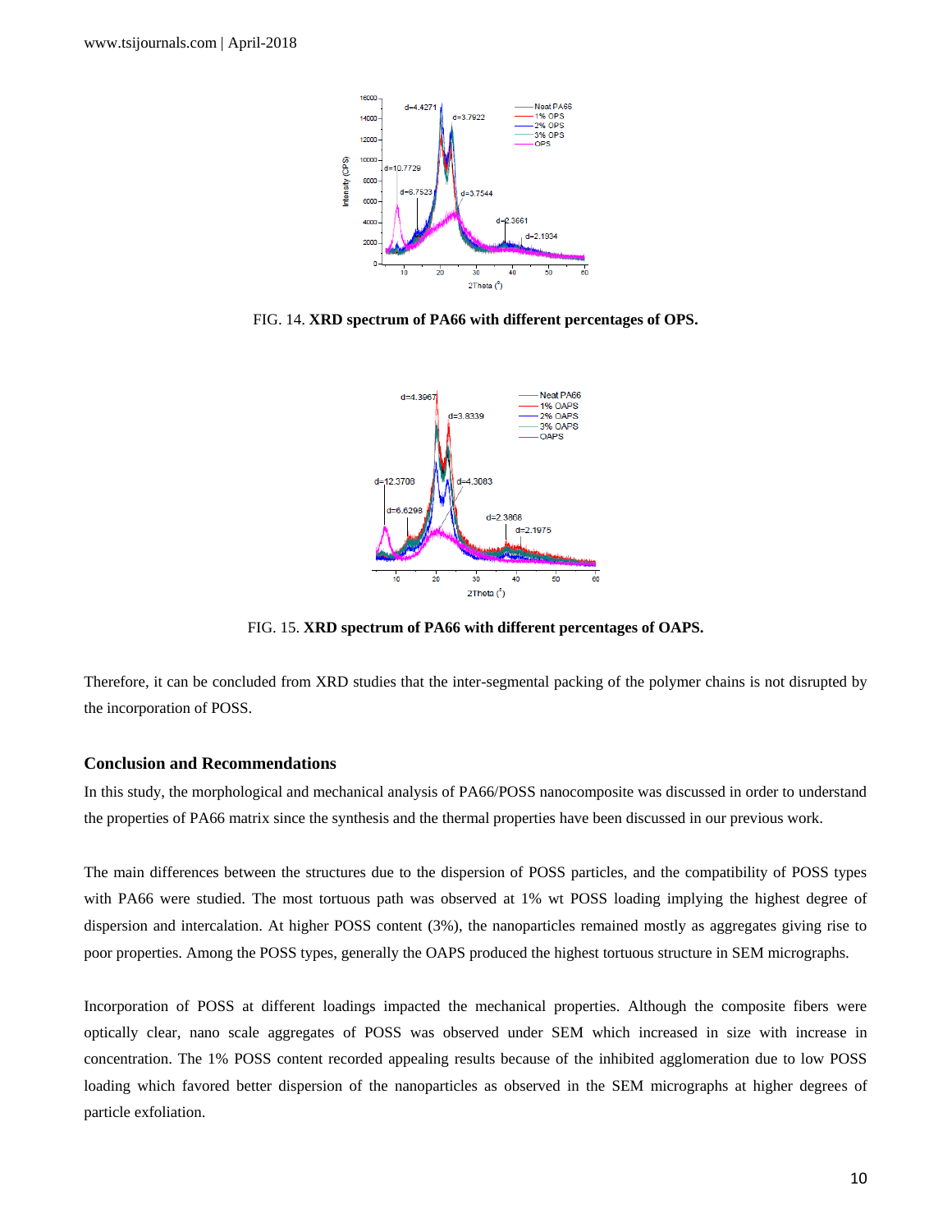FIG. 14. **XRD spectrum of PA66 with different percentages of OPS.**

FIG. 15. **XRD spectrum of PA66 with different percentages of OAPS.**

Therefore, it can be concluded from XRD studies that the inter-segmental packing of the polymer chains is not disrupted by the incorporation of POSS.

## Conclusion and Recommendations

In this study, the morphological and mechanical analysis of PA66/POSS nanocomposite was discussed in order to understand the properties of PA66 matrix since the synthesis and the thermal properties have been discussed in our previous work.

The main differences between the structures due to the dispersion of POSS particles, and the compatibility of POSS types with PA66 were studied. The most tortuous path was observed at 1% wt POSS loading implying the highest degree of dispersion and intercalation. At higher POSS content (3%), the nanoparticles remained mostly as aggregates giving rise to poor properties. Among the POSS types, generally the OAPS produced the highest tortuous structure in SEM micrographs.

Incorporation of POSS at different loadings impacted the mechanical properties. Although the composite fibers were optically clear, nano scale aggregates of POSS was observed under SEM which increased in size with increase in concentration. The 1% POSS content recorded appealing results because of the inhibited agglomeration due to low POSS loading which favored better dispersion of the nanoparticles as observed in the SEM micrographs at higher degrees of particle exfoliation.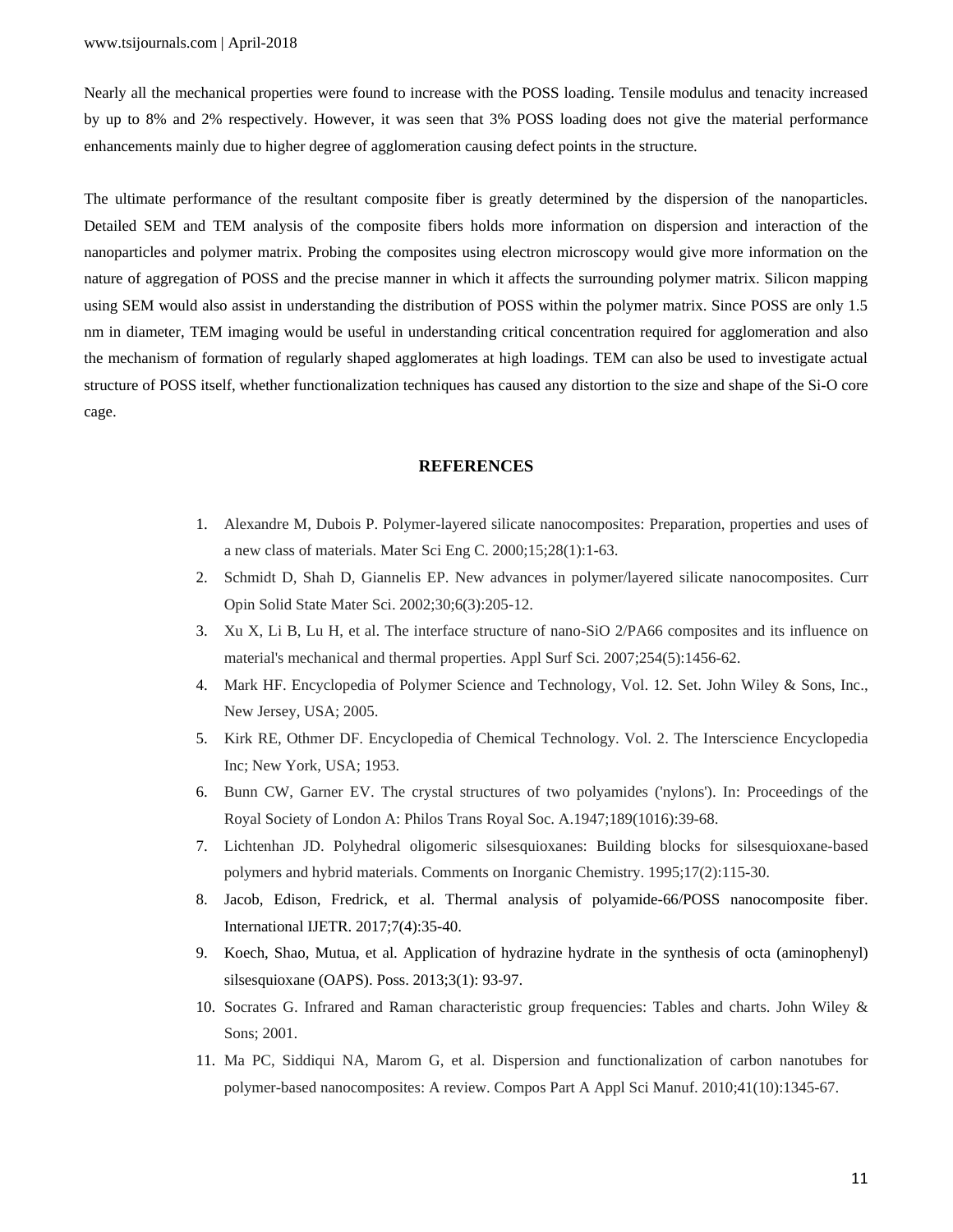Nearly all the mechanical properties were found to increase with the POSS loading. Tensile modulus and tenacity increased by up to 8% and 2% respectively. However, it was seen that 3% POSS loading does not give the material performance enhancements mainly due to higher degree of agglomeration causing defect points in the structure.

The ultimate performance of the resultant composite fiber is greatly determined by the dispersion of the nanoparticles. Detailed SEM and TEM analysis of the composite fibers holds more information on dispersion and interaction of the nanoparticles and polymer matrix. Probing the composites using electron microscopy would give more information on the nature of aggregation of POSS and the precise manner in which it affects the surrounding polymer matrix. Silicon mapping using SEM would also assist in understanding the distribution of POSS within the polymer matrix. Since POSS are only 1.5 nm in diameter, TEM imaging would be useful in understanding critical concentration required for agglomeration and also the mechanism of formation of regularly shaped agglomerates at high loadings. TEM can also be used to investigate actual structure of POSS itself, whether functionalization techniques has caused any distortion to the size and shape of the Si-O core cage.

## REFERENCES

1. Alexandre M, Dubois P. Polymer-layered silicate nanocomposites: Preparation, properties and uses of a new class of materials. Mater Sci Eng C. 2000;15;28(1):1-63.
2. Schmidt D, Shah D, Giannelis EP. New advances in polymer/layered silicate nanocomposites. Curr Opin Solid State Mater Sci. 2002;30;6(3):205-12.
3. Xu X, Li B, Lu H, et al. The interface structure of nano-SiO 2/PA66 composites and its influence on material's mechanical and thermal properties. Appl Surf Sci. 2007;254(5):1456-62.
4. Mark HF. Encyclopedia of Polymer Science and Technology, Vol. 12. Set. John Wiley & Sons, Inc., New Jersey, USA; 2005.
5. Kirk RE, Othmer DF. Encyclopedia of Chemical Technology. Vol. 2. The Interscience Encyclopedia Inc; New York, USA; 1953.
6. Bunn CW, Garner EV. The crystal structures of two polyamides ('nylons'). In: Proceedings of the Royal Society of London A: Philos Trans Royal Soc. A.1947;189(1016):39-68.
7. Lichtenhan JD. Polyhedral oligomeric silsesquioxanes: Building blocks for silsesquioxane-based polymers and hybrid materials. Comments on Inorganic Chemistry. 1995;17(2):115-30.
8. Jacob, Edison, Fredrick, et al. Thermal analysis of polyamide-66/POSS nanocomposite fiber. International IJETR. 2017;7(4):35-40.
9. Koech, Shao, Mutua, et al. Application of hydrazine hydrate in the synthesis of octa (aminophenyl) silsesquioxane (OAPS). Poss. 2013;3(1): 93-97.
10. Socrates G. Infrared and Raman characteristic group frequencies: Tables and charts. John Wiley & Sons; 2001.
11. Ma PC, Siddiqui NA, Marom G, et al. Dispersion and functionalization of carbon nanotubes for polymer-based nanocomposites: A review. Compos Part A Appl Sci Manuf. 2010;41(10):1345-67.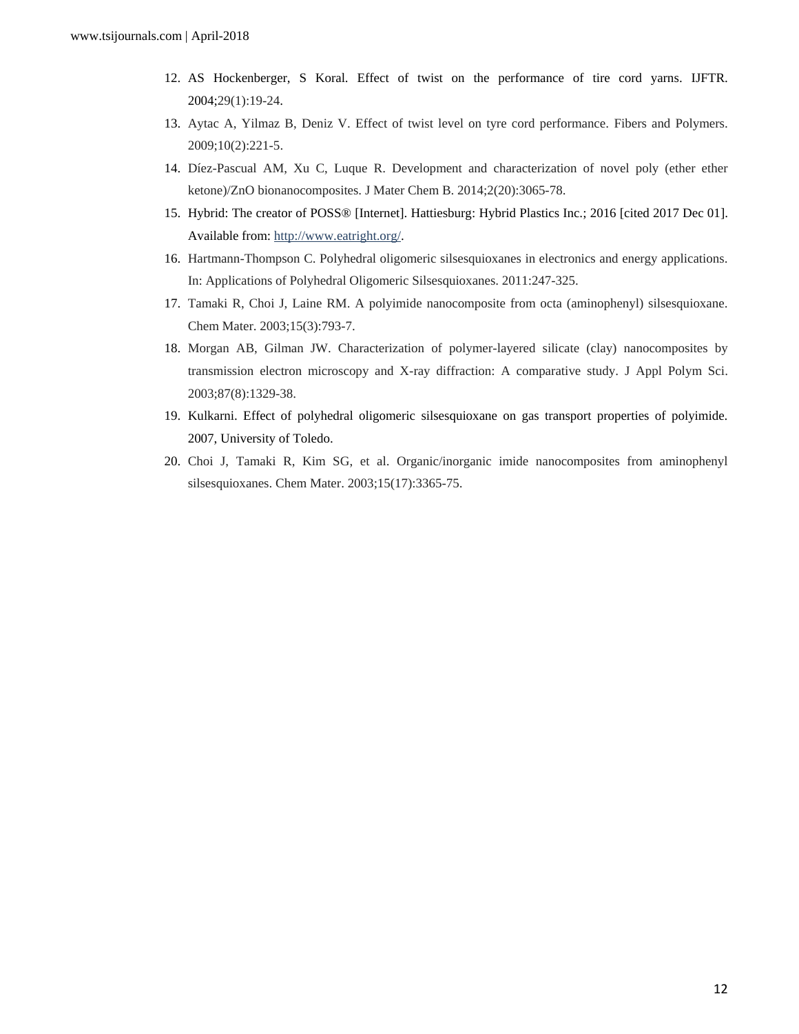12. AS Hockenberger, S Koral. Effect of twist on the performance of tire cord yarns. IJFTR. 2004;29(1):19-24.
13. Aytac A, Yilmaz B, Deniz V. Effect of twist level on tyre cord performance. Fibers and Polymers. 2009;10(2):221-5.
14. Díez-Pascual AM, Xu C, Luque R. Development and characterization of novel poly (ether ether ketone)/ZnO bionanocomposites. J Mater Chem B. 2014;2(20):3065-78.
15. Hybrid: The creator of POSS® [Internet]. Hattiesburg: Hybrid Plastics Inc.; 2016 [cited 2017 Dec 01]. Available from: http://www.eatright.org/.
16. Hartmann-Thompson C. Polyhedral oligomeric silsesquioxanes in electronics and energy applications. In: Applications of Polyhedral Oligomeric Silsesquioxanes. 2011:247-325.
17. Tamaki R, Choi J, Laine RM. A polyimide nanocomposite from octa (aminophenyl) silsesquioxane. Chem Mater. 2003;15(3):793-7.
18. Morgan AB, Gilman JW. Characterization of polymer-layered silicate (clay) nanocomposites by transmission electron microscopy and X-ray diffraction: A comparative study. J Appl Polym Sci. 2003;87(8):1329-38.
19. Kulkarni. Effect of polyhedral oligomeric silsesquioxane on gas transport properties of polyimide. 2007, University of Toledo.
20. Choi J, Tamaki R, Kim SG, et al. Organic/inorganic imide nanocomposites from aminophenyl silsesquioxanes. Chem Mater. 2003;15(17):3365-75.